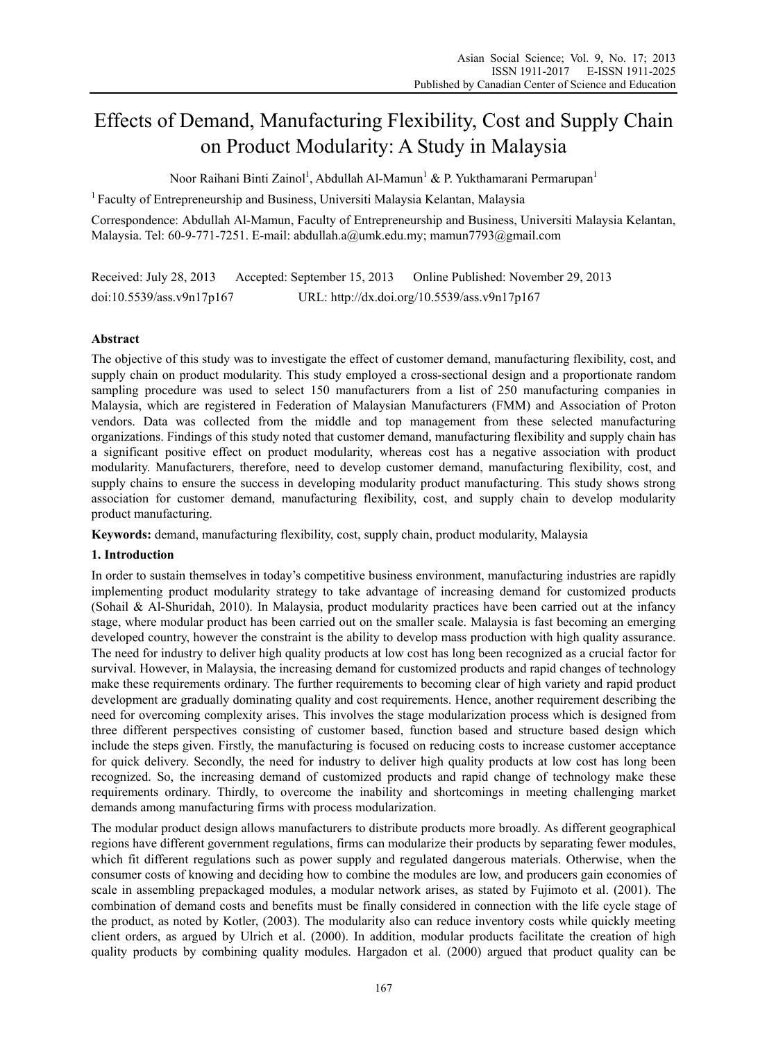# Effects of Demand, Manufacturing Flexibility, Cost and Supply Chain on Product Modularity: A Study in Malaysia

Noor Raihani Binti Zainol[1], Abdullah Al-Mamun[1] & P. Yukthamarani Permarupan[1]

[1] Faculty of Entrepreneurship and Business, Universiti Malaysia Kelantan, Malaysia

Correspondence: Abdullah Al-Mamun, Faculty of Entrepreneurship and Business, Universiti Malaysia Kelantan, Malaysia. Tel: 60-9-771-7251. E-mail: abdullah.a@umk.edu.my; mamun7793@gmail.com

Received: July 28, 2013 Accepted: September 15, 2013 Online Published: November 29, 2013

doi:10.5539/ass.v9n17p167 URL: http://dx.doi.org/10.5539/ass.v9n17p167

## Abstract

The objective of this study was to investigate the effect of customer demand, manufacturing flexibility, cost, and supply chain on product modularity. This study employed a cross-sectional design and a proportionate random sampling procedure was used to select 150 manufacturers from a list of 250 manufacturing companies in Malaysia, which are registered in Federation of Malaysian Manufacturers (FMM) and Association of Proton vendors. Data was collected from the middle and top management from these selected manufacturing organizations. Findings of this study noted that customer demand, manufacturing flexibility and supply chain has a significant positive effect on product modularity, whereas cost has a negative association with product modularity. Manufacturers, therefore, need to develop customer demand, manufacturing flexibility, cost, and supply chains to ensure the success in developing modularity product manufacturing. This study shows strong association for customer demand, manufacturing flexibility, cost, and supply chain to develop modularity product manufacturing.

**Keywords:** demand, manufacturing flexibility, cost, supply chain, product modularity, Malaysia

## 1. Introduction

In order to sustain themselves in today's competitive business environment, manufacturing industries are rapidly implementing product modularity strategy to take advantage of increasing demand for customized products (Sohail & Al-Shuridah, 2010). In Malaysia, product modularity practices have been carried out at the infancy stage, where modular product has been carried out on the smaller scale. Malaysia is fast becoming an emerging developed country, however the constraint is the ability to develop mass production with high quality assurance. The need for industry to deliver high quality products at low cost has long been recognized as a crucial factor for survival. However, in Malaysia, the increasing demand for customized products and rapid changes of technology make these requirements ordinary. The further requirements to becoming clear of high variety and rapid product development are gradually dominating quality and cost requirements. Hence, another requirement describing the need for overcoming complexity arises. This involves the stage modularization process which is designed from three different perspectives consisting of customer based, function based and structure based design which include the steps given. Firstly, the manufacturing is focused on reducing costs to increase customer acceptance for quick delivery. Secondly, the need for industry to deliver high quality products at low cost has long been recognized. So, the increasing demand of customized products and rapid change of technology make these requirements ordinary. Thirdly, to overcome the inability and shortcomings in meeting challenging market demands among manufacturing firms with process modularization.

The modular product design allows manufacturers to distribute products more broadly. As different geographical regions have different government regulations, firms can modularize their products by separating fewer modules, which fit different regulations such as power supply and regulated dangerous materials. Otherwise, when the consumer costs of knowing and deciding how to combine the modules are low, and producers gain economies of scale in assembling prepackaged modules, a modular network arises, as stated by Fujimoto et al. (2001). The combination of demand costs and benefits must be finally considered in connection with the life cycle stage of the product, as noted by Kotler, (2003). The modularity also can reduce inventory costs while quickly meeting client orders, as argued by Ulrich et al. (2000). In addition, modular products facilitate the creation of high quality products by combining quality modules. Hargadon et al. (2000) argued that product quality can be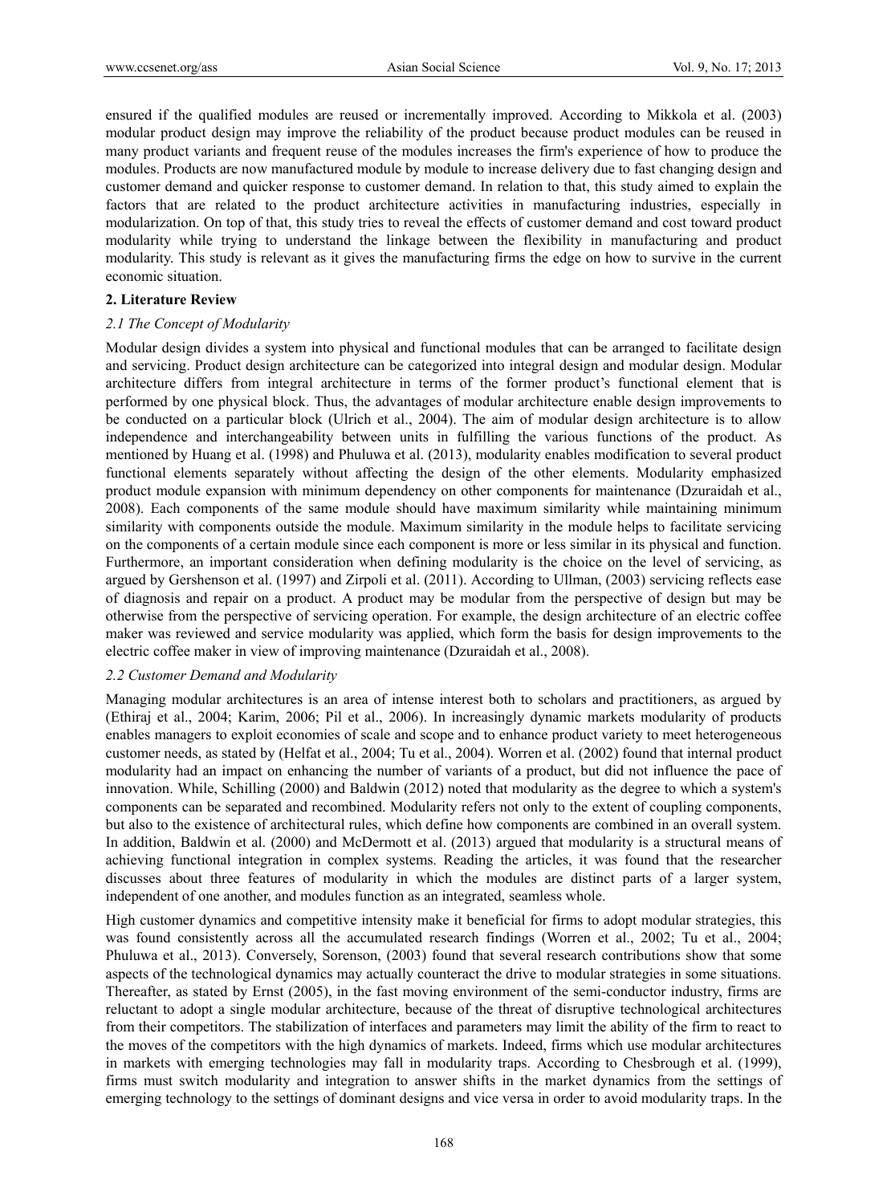ensured if the qualified modules are reused or incrementally improved. According to Mikkola et al. (2003) modular product design may improve the reliability of the product because product modules can be reused in many product variants and frequent reuse of the modules increases the firm's experience of how to produce the modules. Products are now manufactured module by module to increase delivery due to fast changing design and customer demand and quicker response to customer demand. In relation to that, this study aimed to explain the factors that are related to the product architecture activities in manufacturing industries, especially in modularization. On top of that, this study tries to reveal the effects of customer demand and cost toward product modularity while trying to understand the linkage between the flexibility in manufacturing and product modularity. This study is relevant as it gives the manufacturing firms the edge on how to survive in the current economic situation.

## 2. Literature Review

### *2.1 The Concept of Modularity*

Modular design divides a system into physical and functional modules that can be arranged to facilitate design and servicing. Product design architecture can be categorized into integral design and modular design. Modular architecture differs from integral architecture in terms of the former product's functional element that is performed by one physical block. Thus, the advantages of modular architecture enable design improvements to be conducted on a particular block (Ulrich et al., 2004). The aim of modular design architecture is to allow independence and interchangeability between units in fulfilling the various functions of the product. As mentioned by Huang et al. (1998) and Phuluwa et al. (2013), modularity enables modification to several product functional elements separately without affecting the design of the other elements. Modularity emphasized product module expansion with minimum dependency on other components for maintenance (Dzuraidah et al., 2008). Each components of the same module should have maximum similarity while maintaining minimum similarity with components outside the module. Maximum similarity in the module helps to facilitate servicing on the components of a certain module since each component is more or less similar in its physical and function. Furthermore, an important consideration when defining modularity is the choice on the level of servicing, as argued by Gershenson et al. (1997) and Zirpoli et al. (2011). According to Ullman, (2003) servicing reflects ease of diagnosis and repair on a product. A product may be modular from the perspective of design but may be otherwise from the perspective of servicing operation. For example, the design architecture of an electric coffee maker was reviewed and service modularity was applied, which form the basis for design improvements to the electric coffee maker in view of improving maintenance (Dzuraidah et al., 2008).

### *2.2 Customer Demand and Modularity*

Managing modular architectures is an area of intense interest both to scholars and practitioners, as argued by (Ethiraj et al., 2004; Karim, 2006; Pil et al., 2006). In increasingly dynamic markets modularity of products enables managers to exploit economies of scale and scope and to enhance product variety to meet heterogeneous customer needs, as stated by (Helfat et al., 2004; Tu et al., 2004). Worren et al. (2002) found that internal product modularity had an impact on enhancing the number of variants of a product, but did not influence the pace of innovation. While, Schilling (2000) and Baldwin (2012) noted that modularity as the degree to which a system's components can be separated and recombined. Modularity refers not only to the extent of coupling components, but also to the existence of architectural rules, which define how components are combined in an overall system. In addition, Baldwin et al. (2000) and McDermott et al. (2013) argued that modularity is a structural means of achieving functional integration in complex systems. Reading the articles, it was found that the researcher discusses about three features of modularity in which the modules are distinct parts of a larger system, independent of one another, and modules function as an integrated, seamless whole.

High customer dynamics and competitive intensity make it beneficial for firms to adopt modular strategies, this was found consistently across all the accumulated research findings (Worren et al., 2002; Tu et al., 2004; Phuluwa et al., 2013). Conversely, Sorenson, (2003) found that several research contributions show that some aspects of the technological dynamics may actually counteract the drive to modular strategies in some situations. Thereafter, as stated by Ernst (2005), in the fast moving environment of the semi-conductor industry, firms are reluctant to adopt a single modular architecture, because of the threat of disruptive technological architectures from their competitors. The stabilization of interfaces and parameters may limit the ability of the firm to react to the moves of the competitors with the high dynamics of markets. Indeed, firms which use modular architectures in markets with emerging technologies may fall in modularity traps. According to Chesbrough et al. (1999), firms must switch modularity and integration to answer shifts in the market dynamics from the settings of emerging technology to the settings of dominant designs and vice versa in order to avoid modularity traps. In the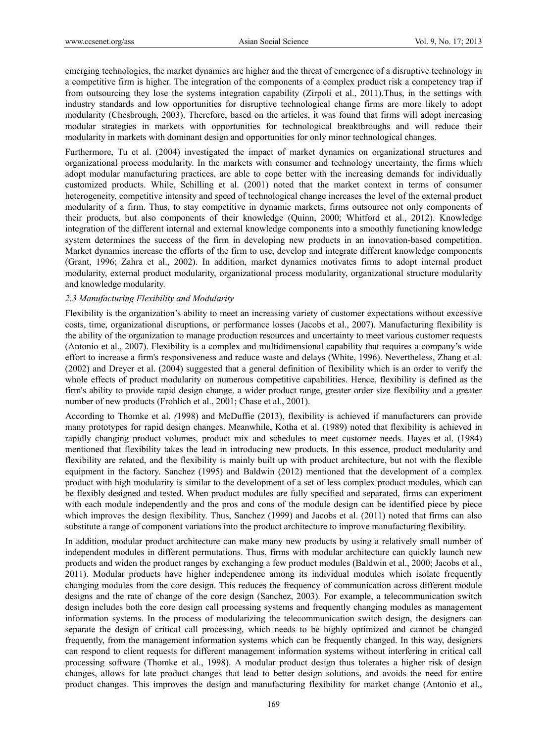emerging technologies, the market dynamics are higher and the threat of emergence of a disruptive technology in a competitive firm is higher. The integration of the components of a complex product risk a competency trap if from outsourcing they lose the systems integration capability (Zirpoli et al., 2011).Thus, in the settings with industry standards and low opportunities for disruptive technological change firms are more likely to adopt modularity (Chesbrough, 2003). Therefore, based on the articles, it was found that firms will adopt increasing modular strategies in markets with opportunities for technological breakthroughs and will reduce their modularity in markets with dominant design and opportunities for only minor technological changes.

Furthermore, Tu et al. (2004) investigated the impact of market dynamics on organizational structures and organizational process modularity. In the markets with consumer and technology uncertainty, the firms which adopt modular manufacturing practices, are able to cope better with the increasing demands for individually customized products. While, Schilling et al. (2001) noted that the market context in terms of consumer heterogeneity, competitive intensity and speed of technological change increases the level of the external product modularity of a firm. Thus, to stay competitive in dynamic markets, firms outsource not only components of their products, but also components of their knowledge (Quinn, 2000; Whitford et al., 2012). Knowledge integration of the different internal and external knowledge components into a smoothly functioning knowledge system determines the success of the firm in developing new products in an innovation-based competition. Market dynamics increase the efforts of the firm to use, develop and integrate different knowledge components (Grant, 1996; Zahra et al., 2002). In addition, market dynamics motivates firms to adopt internal product modularity, external product modularity, organizational process modularity, organizational structure modularity and knowledge modularity.

### *2.3 Manufacturing Flexibility and Modularity*

Flexibility is the organization's ability to meet an increasing variety of customer expectations without excessive costs, time, organizational disruptions, or performance losses (Jacobs et al., 2007). Manufacturing flexibility is the ability of the organization to manage production resources and uncertainty to meet various customer requests (Antonio et al., 2007). Flexibility is a complex and multidimensional capability that requires a company's wide effort to increase a firm's responsiveness and reduce waste and delays (White, 1996). Nevertheless, Zhang et al. (2002) and Dreyer et al. (2004) suggested that a general definition of flexibility which is an order to verify the whole effects of product modularity on numerous competitive capabilities. Hence, flexibility is defined as the firm's ability to provide rapid design change, a wider product range, greater order size flexibility and a greater number of new products (Frohlich et al., 2001; Chase et al., 2001).

According to Thomke et al. *(*1998) and McDuffie (2013), flexibility is achieved if manufacturers can provide many prototypes for rapid design changes. Meanwhile, Kotha et al. (1989) noted that flexibility is achieved in rapidly changing product volumes, product mix and schedules to meet customer needs. Hayes et al. (1984) mentioned that flexibility takes the lead in introducing new products. In this essence, product modularity and flexibility are related, and the flexibility is mainly built up with product architecture, but not with the flexible equipment in the factory. Sanchez (1995) and Baldwin (2012) mentioned that the development of a complex product with high modularity is similar to the development of a set of less complex product modules, which can be flexibly designed and tested. When product modules are fully specified and separated, firms can experiment with each module independently and the pros and cons of the module design can be identified piece by piece which improves the design flexibility. Thus, Sanchez (1999) and Jacobs et al. (2011) noted that firms can also substitute a range of component variations into the product architecture to improve manufacturing flexibility.

In addition, modular product architecture can make many new products by using a relatively small number of independent modules in different permutations. Thus, firms with modular architecture can quickly launch new products and widen the product ranges by exchanging a few product modules (Baldwin et al., 2000; Jacobs et al., 2011). Modular products have higher independence among its individual modules which isolate frequently changing modules from the core design. This reduces the frequency of communication across different module designs and the rate of change of the core design (Sanchez, 2003). For example, a telecommunication switch design includes both the core design call processing systems and frequently changing modules as management information systems. In the process of modularizing the telecommunication switch design, the designers can separate the design of critical call processing, which needs to be highly optimized and cannot be changed frequently, from the management information systems which can be frequently changed. In this way, designers can respond to client requests for different management information systems without interfering in critical call processing software (Thomke et al., 1998). A modular product design thus tolerates a higher risk of design changes, allows for late product changes that lead to better design solutions, and avoids the need for entire product changes. This improves the design and manufacturing flexibility for market change (Antonio et al.,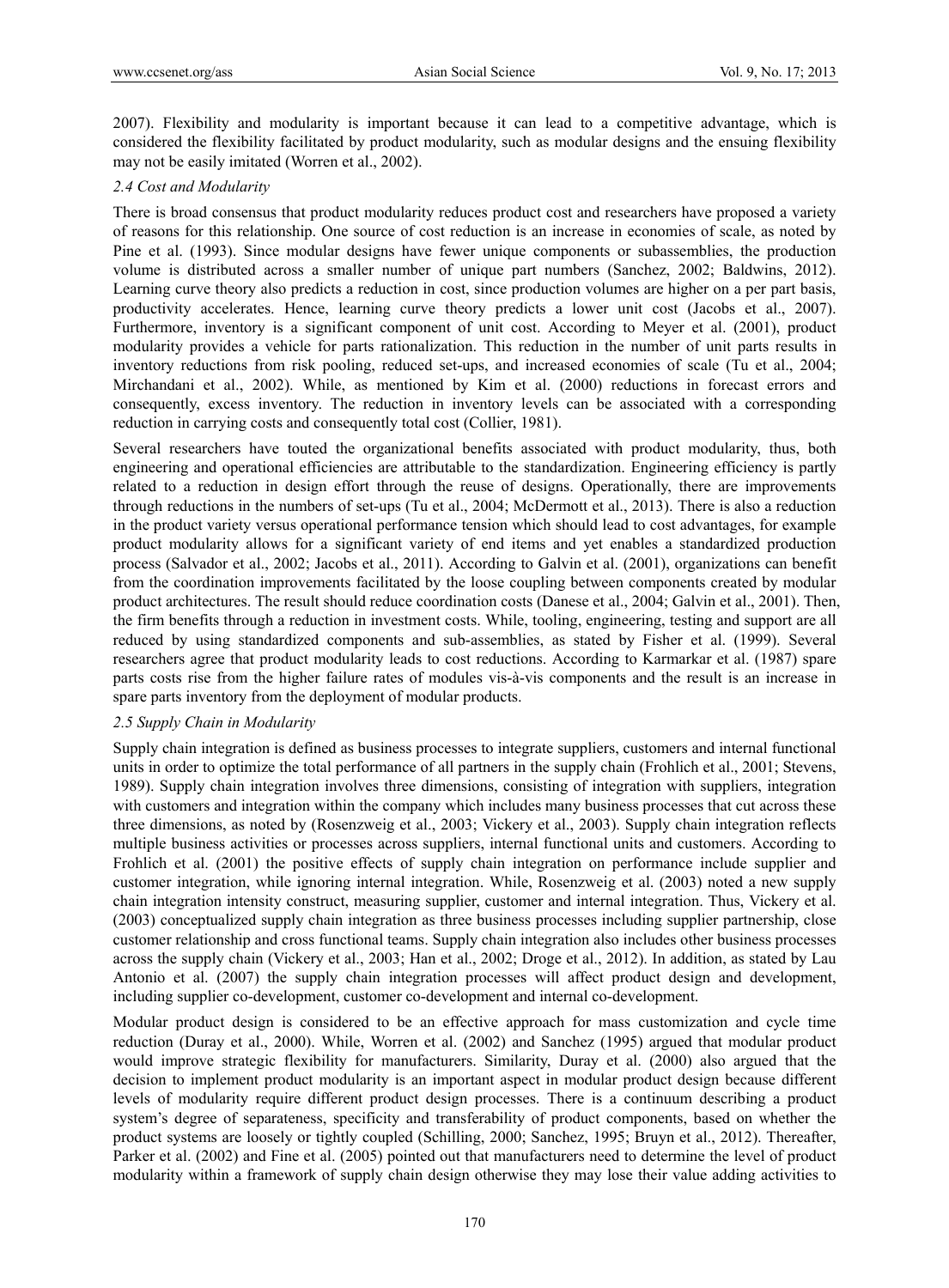2007). Flexibility and modularity is important because it can lead to a competitive advantage, which is considered the flexibility facilitated by product modularity, such as modular designs and the ensuing flexibility may not be easily imitated (Worren et al., 2002).

### *2.4 Cost and Modularity*

There is broad consensus that product modularity reduces product cost and researchers have proposed a variety of reasons for this relationship. One source of cost reduction is an increase in economies of scale, as noted by Pine et al. (1993). Since modular designs have fewer unique components or subassemblies, the production volume is distributed across a smaller number of unique part numbers (Sanchez, 2002; Baldwins, 2012). Learning curve theory also predicts a reduction in cost, since production volumes are higher on a per part basis, productivity accelerates. Hence, learning curve theory predicts a lower unit cost (Jacobs et al., 2007). Furthermore, inventory is a significant component of unit cost. According to Meyer et al. (2001), product modularity provides a vehicle for parts rationalization. This reduction in the number of unit parts results in inventory reductions from risk pooling, reduced set-ups, and increased economies of scale (Tu et al., 2004; Mirchandani et al., 2002). While, as mentioned by Kim et al. (2000) reductions in forecast errors and consequently, excess inventory. The reduction in inventory levels can be associated with a corresponding reduction in carrying costs and consequently total cost (Collier, 1981).

Several researchers have touted the organizational benefits associated with product modularity, thus, both engineering and operational efficiencies are attributable to the standardization. Engineering efficiency is partly related to a reduction in design effort through the reuse of designs. Operationally, there are improvements through reductions in the numbers of set-ups (Tu et al., 2004; McDermott et al., 2013). There is also a reduction in the product variety versus operational performance tension which should lead to cost advantages, for example product modularity allows for a significant variety of end items and yet enables a standardized production process (Salvador et al., 2002; Jacobs et al., 2011). According to Galvin et al. (2001), organizations can benefit from the coordination improvements facilitated by the loose coupling between components created by modular product architectures. The result should reduce coordination costs (Danese et al., 2004; Galvin et al., 2001). Then, the firm benefits through a reduction in investment costs. While, tooling, engineering, testing and support are all reduced by using standardized components and sub-assemblies, as stated by Fisher et al. (1999). Several researchers agree that product modularity leads to cost reductions. According to Karmarkar et al. (1987) spare parts costs rise from the higher failure rates of modules vis-à-vis components and the result is an increase in spare parts inventory from the deployment of modular products.

### *2.5 Supply Chain in Modularity*

Supply chain integration is defined as business processes to integrate suppliers, customers and internal functional units in order to optimize the total performance of all partners in the supply chain (Frohlich et al., 2001; Stevens, 1989). Supply chain integration involves three dimensions, consisting of integration with suppliers, integration with customers and integration within the company which includes many business processes that cut across these three dimensions, as noted by (Rosenzweig et al., 2003; Vickery et al., 2003). Supply chain integration reflects multiple business activities or processes across suppliers, internal functional units and customers. According to Frohlich et al. (2001) the positive effects of supply chain integration on performance include supplier and customer integration, while ignoring internal integration. While, Rosenzweig et al. (2003) noted a new supply chain integration intensity construct, measuring supplier, customer and internal integration. Thus, Vickery et al. (2003) conceptualized supply chain integration as three business processes including supplier partnership, close customer relationship and cross functional teams. Supply chain integration also includes other business processes across the supply chain (Vickery et al., 2003; Han et al., 2002; Droge et al., 2012). In addition, as stated by Lau Antonio et al. (2007) the supply chain integration processes will affect product design and development, including supplier co-development, customer co-development and internal co-development.

Modular product design is considered to be an effective approach for mass customization and cycle time reduction (Duray et al., 2000). While, Worren et al. (2002) and Sanchez (1995) argued that modular product would improve strategic flexibility for manufacturers. Similarity, Duray et al. (2000) also argued that the decision to implement product modularity is an important aspect in modular product design because different levels of modularity require different product design processes. There is a continuum describing a product system's degree of separateness, specificity and transferability of product components, based on whether the product systems are loosely or tightly coupled (Schilling, 2000; Sanchez, 1995; Bruyn et al., 2012). Thereafter, Parker et al. (2002) and Fine et al. (2005) pointed out that manufacturers need to determine the level of product modularity within a framework of supply chain design otherwise they may lose their value adding activities to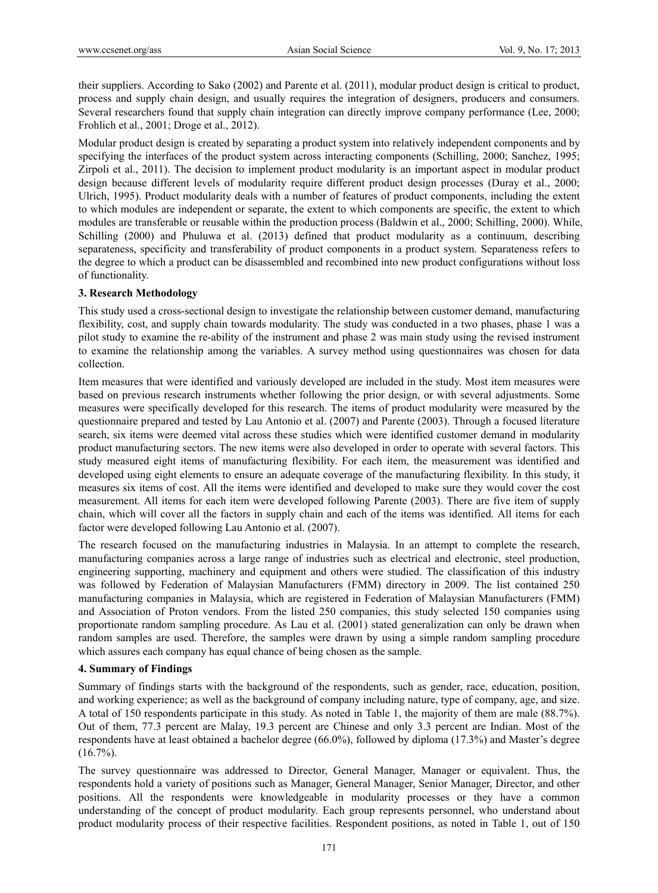their suppliers. According to Sako (2002) and Parente et al. (2011), modular product design is critical to product, process and supply chain design, and usually requires the integration of designers, producers and consumers. Several researchers found that supply chain integration can directly improve company performance (Lee, 2000; Frohlich et al., 2001; Droge et al., 2012).

Modular product design is created by separating a product system into relatively independent components and by specifying the interfaces of the product system across interacting components (Schilling, 2000; Sanchez, 1995; Zirpoli et al., 2011). The decision to implement product modularity is an important aspect in modular product design because different levels of modularity require different product design processes (Duray et al., 2000; Ulrich, 1995). Product modularity deals with a number of features of product components, including the extent to which modules are independent or separate, the extent to which components are specific, the extent to which modules are transferable or reusable within the production process (Baldwin et al., 2000; Schilling, 2000). While, Schilling (2000) and Phuluwa et al. (2013) defined that product modularity as a continuum, describing separateness, specificity and transferability of product components in a product system. Separateness refers to the degree to which a product can be disassembled and recombined into new product configurations without loss of functionality.

## 3. Research Methodology

This study used a cross-sectional design to investigate the relationship between customer demand, manufacturing flexibility, cost, and supply chain towards modularity. The study was conducted in a two phases, phase 1 was a pilot study to examine the re-ability of the instrument and phase 2 was main study using the revised instrument to examine the relationship among the variables. A survey method using questionnaires was chosen for data collection.

Item measures that were identified and variously developed are included in the study. Most item measures were based on previous research instruments whether following the prior design, or with several adjustments. Some measures were specifically developed for this research. The items of product modularity were measured by the questionnaire prepared and tested by Lau Antonio et al. (2007) and Parente (2003). Through a focused literature search, six items were deemed vital across these studies which were identified customer demand in modularity product manufacturing sectors. The new items were also developed in order to operate with several factors. This study measured eight items of manufacturing flexibility. For each item, the measurement was identified and developed using eight elements to ensure an adequate coverage of the manufacturing flexibility. In this study, it measures six items of cost. All the items were identified and developed to make sure they would cover the cost measurement. All items for each item were developed following Parente (2003). There are five item of supply chain, which will cover all the factors in supply chain and each of the items was identified. All items for each factor were developed following Lau Antonio et al. (2007).

The research focused on the manufacturing industries in Malaysia. In an attempt to complete the research, manufacturing companies across a large range of industries such as electrical and electronic, steel production, engineering supporting, machinery and equipment and others were studied. The classification of this industry was followed by Federation of Malaysian Manufacturers (FMM) directory in 2009. The list contained 250 manufacturing companies in Malaysia, which are registered in Federation of Malaysian Manufacturers (FMM) and Association of Proton vendors. From the listed 250 companies, this study selected 150 companies using proportionate random sampling procedure. As Lau et al. (2001) stated generalization can only be drawn when random samples are used. Therefore, the samples were drawn by using a simple random sampling procedure which assures each company has equal chance of being chosen as the sample.

## 4. Summary of Findings

Summary of findings starts with the background of the respondents, such as gender, race, education, position, and working experience; as well as the background of company including nature, type of company, age, and size. A total of 150 respondents participate in this study. As noted in Table 1, the majority of them are male (88.7%). Out of them, 77.3 percent are Malay, 19.3 percent are Chinese and only 3.3 percent are Indian. Most of the respondents have at least obtained a bachelor degree (66.0%), followed by diploma (17.3%) and Master's degree (16.7%).

The survey questionnaire was addressed to Director, General Manager, Manager or equivalent. Thus, the respondents hold a variety of positions such as Manager, General Manager, Senior Manager, Director, and other positions. All the respondents were knowledgeable in modularity processes or they have a common understanding of the concept of product modularity. Each group represents personnel, who understand about product modularity process of their respective facilities. Respondent positions, as noted in Table 1, out of 150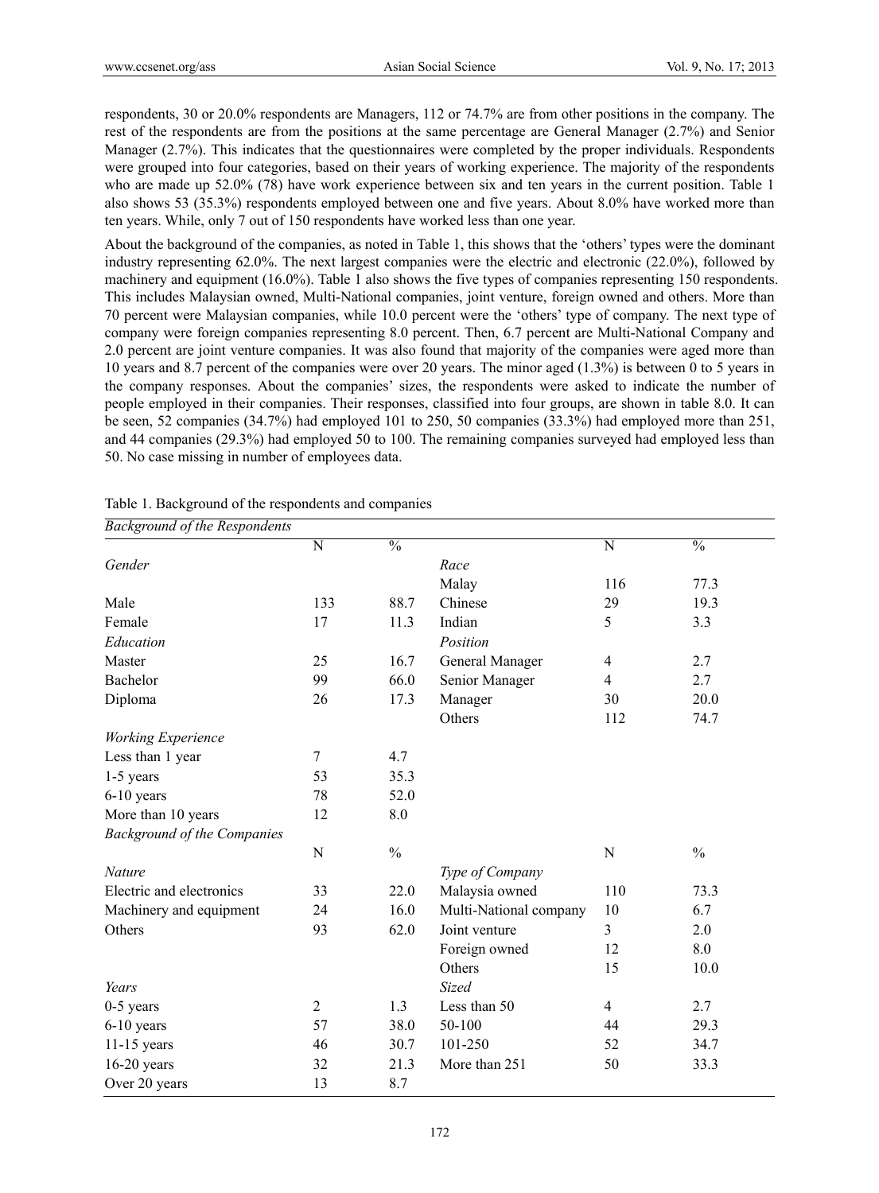respondents, 30 or 20.0% respondents are Managers, 112 or 74.7% are from other positions in the company. The rest of the respondents are from the positions at the same percentage are General Manager (2.7%) and Senior Manager (2.7%). This indicates that the questionnaires were completed by the proper individuals. Respondents were grouped into four categories, based on their years of working experience. The majority of the respondents who are made up 52.0% (78) have work experience between six and ten years in the current position. Table 1 also shows 53 (35.3%) respondents employed between one and five years. About 8.0% have worked more than ten years. While, only 7 out of 150 respondents have worked less than one year.

About the background of the companies, as noted in Table 1, this shows that the 'others' types were the dominant industry representing 62.0%. The next largest companies were the electric and electronic (22.0%), followed by machinery and equipment (16.0%). Table 1 also shows the five types of companies representing 150 respondents. This includes Malaysian owned, Multi-National companies, joint venture, foreign owned and others. More than 70 percent were Malaysian companies, while 10.0 percent were the 'others' type of company. The next type of company were foreign companies representing 8.0 percent. Then, 6.7 percent are Multi-National Company and 2.0 percent are joint venture companies. It was also found that majority of the companies were aged more than 10 years and 8.7 percent of the companies were over 20 years. The minor aged (1.3%) is between 0 to 5 years in the company responses. About the companies' sizes, the respondents were asked to indicate the number of people employed in their companies. Their responses, classified into four groups, are shown in table 8.0. It can be seen, 52 companies (34.7%) had employed 101 to 250, 50 companies (33.3%) had employed more than 251, and 44 companies (29.3%) had employed 50 to 100. The remaining companies surveyed had employed less than 50. No case missing in number of employees data.

Table 1. Background of the respondents and companies

| *Background of the Respondents* | | | | | |
|---|---|---|---|---|---|
| | N | % | | N | % |
| *Gender* | | | *Race* | | |
| | | | Malay | 116 | 77.3 |
| Male | 133 | 88.7 | Chinese | 29 | 19.3 |
| Female | 17 | 11.3 | Indian | 5 | 3.3 |
| *Education* | | | *Position* | | |
| Master | 25 | 16.7 | General Manager | 4 | 2.7 |
| Bachelor | 99 | 66.0 | Senior Manager | 4 | 2.7 |
| Diploma | 26 | 17.3 | Manager | 30 | 20.0 |
| | | | Others | 112 | 74.7 |
| *Working Experience* | | | | | |
| Less than 1 year | 7 | 4.7 | | | |
| 1-5 years | 53 | 35.3 | | | |
| 6-10 years | 78 | 52.0 | | | |
| More than 10 years | 12 | 8.0 | | | |
| *Background of the Companies* | | | | | |
| | N | % | | N | % |
| *Nature* | | | *Type of Company* | | |
| Electric and electronics | 33 | 22.0 | Malaysia owned | 110 | 73.3 |
| Machinery and equipment | 24 | 16.0 | Multi-National company | 10 | 6.7 |
| Others | 93 | 62.0 | Joint venture | 3 | 2.0 |
| | | | Foreign owned | 12 | 8.0 |
| | | | Others | 15 | 10.0 |
| *Years* | | | *Sized* | | |
| 0-5 years | 2 | 1.3 | Less than 50 | 4 | 2.7 |
| 6-10 years | 57 | 38.0 | 50-100 | 44 | 29.3 |
| 11-15 years | 46 | 30.7 | 101-250 | 52 | 34.7 |
| 16-20 years | 32 | 21.3 | More than 251 | 50 | 33.3 |
| Over 20 years | 13 | 8.7 | | | |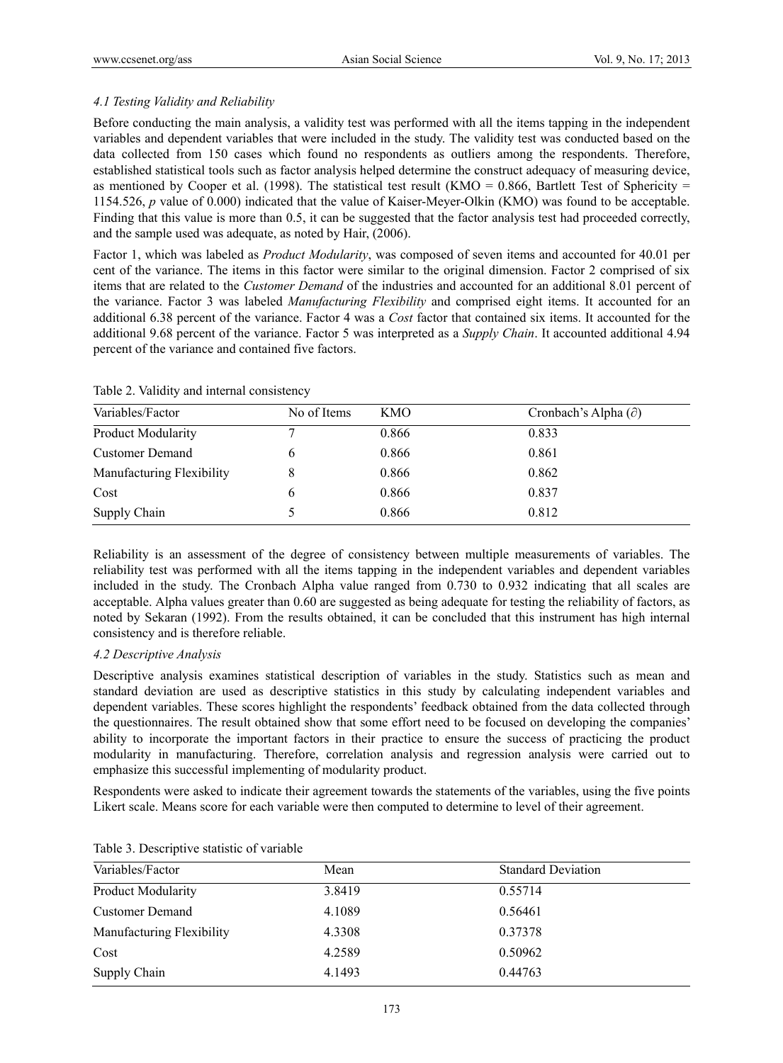### *4.1 Testing Validity and Reliability*

Before conducting the main analysis, a validity test was performed with all the items tapping in the independent variables and dependent variables that were included in the study. The validity test was conducted based on the data collected from 150 cases which found no respondents as outliers among the respondents. Therefore, established statistical tools such as factor analysis helped determine the construct adequacy of measuring device, as mentioned by Cooper et al. (1998). The statistical test result (KMO = 0.866, Bartlett Test of Sphericity = 1154.526, *p* value of 0.000) indicated that the value of Kaiser-Meyer-Olkin (KMO) was found to be acceptable. Finding that this value is more than 0.5, it can be suggested that the factor analysis test had proceeded correctly, and the sample used was adequate, as noted by Hair, (2006).

Factor 1, which was labeled as *Product Modularity*, was composed of seven items and accounted for 40.01 per cent of the variance. The items in this factor were similar to the original dimension. Factor 2 comprised of six items that are related to the *Customer Demand* of the industries and accounted for an additional 8.01 percent of the variance. Factor 3 was labeled *Manufacturing Flexibility* and comprised eight items. It accounted for an additional 6.38 percent of the variance. Factor 4 was a *Cost* factor that contained six items. It accounted for the additional 9.68 percent of the variance. Factor 5 was interpreted as a *Supply Chain*. It accounted additional 4.94 percent of the variance and contained five factors.

Table 2. Validity and internal consistency

| Variables/Factor | No of Items | KMO | Cronbach's Alpha (∂) |
|---|---|---|---|
| Product Modularity | 7 | 0.866 | 0.833 |
| Customer Demand | 6 | 0.866 | 0.861 |
| Manufacturing Flexibility | 8 | 0.866 | 0.862 |
| Cost | 6 | 0.866 | 0.837 |
| Supply Chain | 5 | 0.866 | 0.812 |

Reliability is an assessment of the degree of consistency between multiple measurements of variables. The reliability test was performed with all the items tapping in the independent variables and dependent variables included in the study. The Cronbach Alpha value ranged from 0.730 to 0.932 indicating that all scales are acceptable. Alpha values greater than 0.60 are suggested as being adequate for testing the reliability of factors, as noted by Sekaran (1992). From the results obtained, it can be concluded that this instrument has high internal consistency and is therefore reliable.

### *4.2 Descriptive Analysis*

Descriptive analysis examines statistical description of variables in the study. Statistics such as mean and standard deviation are used as descriptive statistics in this study by calculating independent variables and dependent variables. These scores highlight the respondents' feedback obtained from the data collected through the questionnaires. The result obtained show that some effort need to be focused on developing the companies' ability to incorporate the important factors in their practice to ensure the success of practicing the product modularity in manufacturing. Therefore, correlation analysis and regression analysis were carried out to emphasize this successful implementing of modularity product.

Respondents were asked to indicate their agreement towards the statements of the variables, using the five points Likert scale. Means score for each variable were then computed to determine to level of their agreement.

Table 3. Descriptive statistic of variable

| Variables/Factor | Mean | Standard Deviation |
|---|---|---|
| Product Modularity | 3.8419 | 0.55714 |
| Customer Demand | 4.1089 | 0.56461 |
| Manufacturing Flexibility | 4.3308 | 0.37378 |
| Cost | 4.2589 | 0.50962 |
| Supply Chain | 4.1493 | 0.44763 |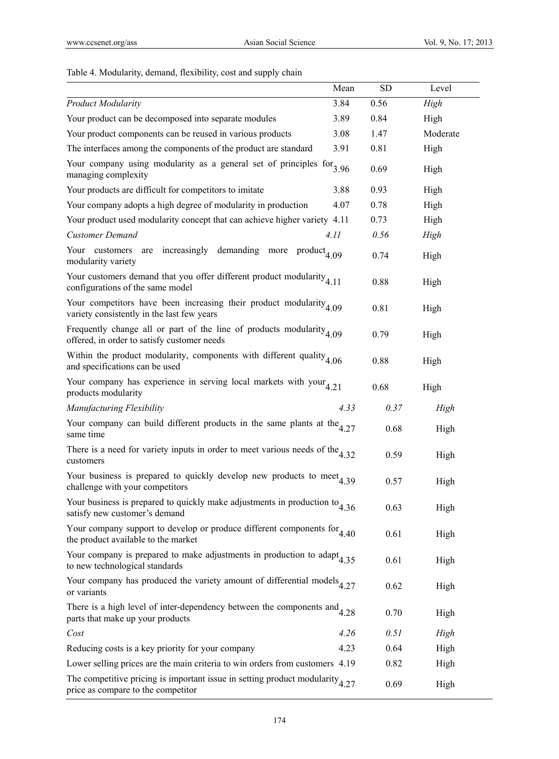Table 4. Modularity, demand, flexibility, cost and supply chain

| | Mean | SD | Level |
|---|---|---|---|
| *Product Modularity* | 3.84 | 0.56 | *High* |
| Your product can be decomposed into separate modules | 3.89 | 0.84 | High |
| Your product components can be reused in various products | 3.08 | 1.47 | Moderate |
| The interfaces among the components of the product are standard | 3.91 | 0.81 | High |
| Your company using modularity as a general set of principles for managing complexity | 3.96 | 0.69 | High |
| Your products are difficult for competitors to imitate | 3.88 | 0.93 | High |
| Your company adopts a high degree of modularity in production | 4.07 | 0.78 | High |
| Your product used modularity concept that can achieve higher variety | 4.11 | 0.73 | High |
| *Customer Demand* | *4.11* | *0.56* | *High* |
| Your customers are increasingly demanding more product modularity variety | 4.09 | 0.74 | High |
| Your customers demand that you offer different product modularity configurations of the same model | 4.11 | 0.88 | High |
| Your competitors have been increasing their product modularity variety consistently in the last few years | 4.09 | 0.81 | High |
| Frequently change all or part of the line of products modularity offered, in order to satisfy customer needs | 4.09 | 0.79 | High |
| Within the product modularity, components with different quality and specifications can be used | 4.06 | 0.88 | High |
| Your company has experience in serving local markets with your products modularity | 4.21 | 0.68 | High |
| *Manufacturing Flexibility* | *4.33* | *0.37* | *High* |
| Your company can build different products in the same plants at the same time | 4.27 | 0.68 | High |
| There is a need for variety inputs in order to meet various needs of the customers | 4.32 | 0.59 | High |
| Your business is prepared to quickly develop new products to meet challenge with your competitors | 4.39 | 0.57 | High |
| Your business is prepared to quickly make adjustments in production to satisfy new customer's demand | 4.36 | 0.63 | High |
| Your company support to develop or produce different components for the product available to the market | 4.40 | 0.61 | High |
| Your company is prepared to make adjustments in production to adapt to new technological standards | 4.35 | 0.61 | High |
| Your company has produced the variety amount of differential models or variants | 4.27 | 0.62 | High |
| There is a high level of inter-dependency between the components and parts that make up your products | 4.28 | 0.70 | High |
| *Cost* | *4.26* | *0.51* | *High* |
| Reducing costs is a key priority for your company | 4.23 | 0.64 | High |
| Lower selling prices are the main criteria to win orders from customers | 4.19 | 0.82 | High |
| The competitive pricing is important issue in setting product modularity price as compare to the competitor | 4.27 | 0.69 | High |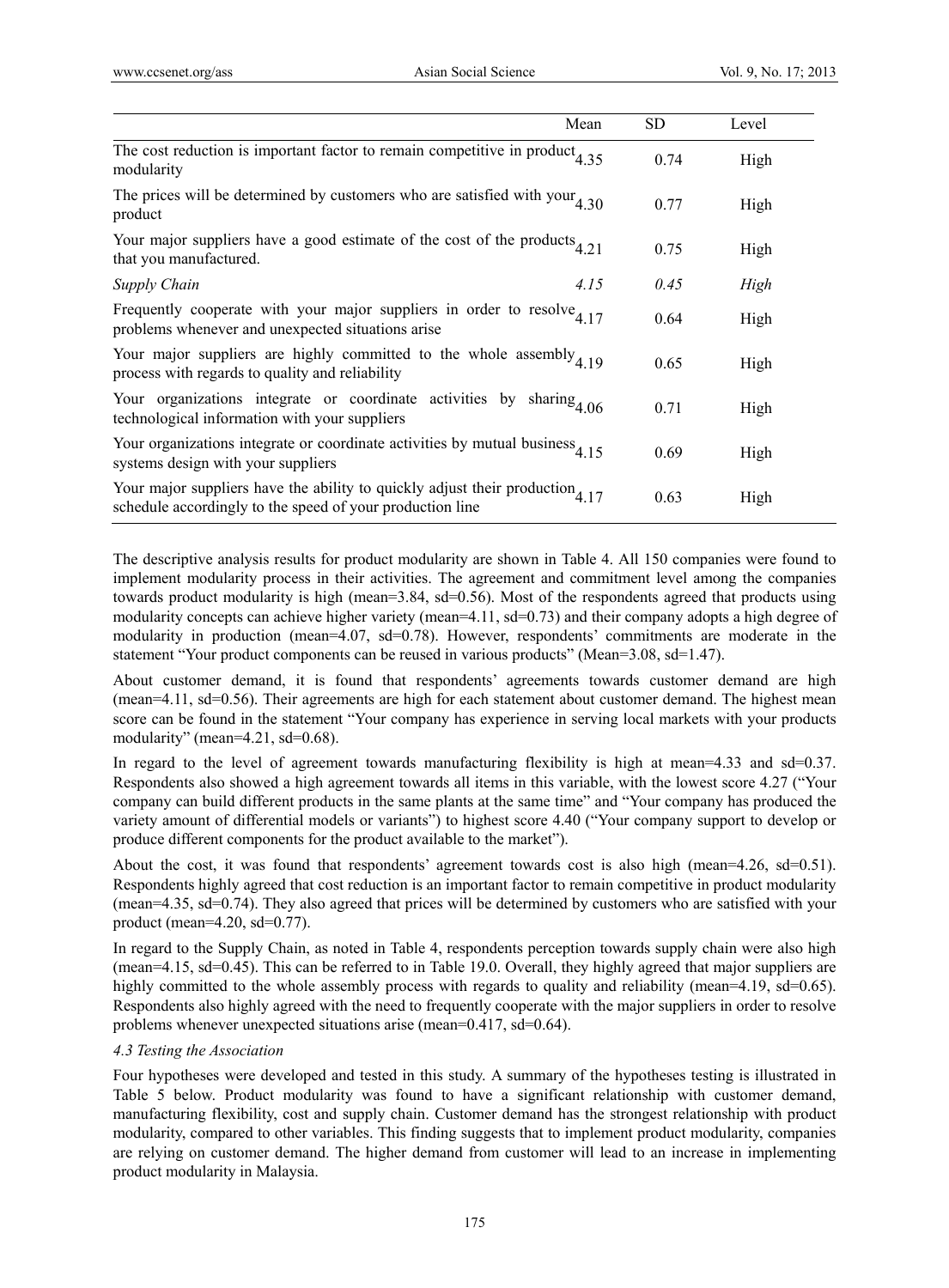| | Mean | SD | Level |
|---|---|---|---|
| The cost reduction is important factor to remain competitive in product modularity | 4.35 | 0.74 | High |
| The prices will be determined by customers who are satisfied with your product | 4.30 | 0.77 | High |
| Your major suppliers have a good estimate of the cost of the products that you manufactured. | 4.21 | 0.75 | High |
| *Supply Chain* | *4.15* | *0.45* | *High* |
| Frequently cooperate with your major suppliers in order to resolve problems whenever and unexpected situations arise | 4.17 | 0.64 | High |
| Your major suppliers are highly committed to the whole assembly process with regards to quality and reliability | 4.19 | 0.65 | High |
| Your organizations integrate or coordinate activities by sharing technological information with your suppliers | 4.06 | 0.71 | High |
| Your organizations integrate or coordinate activities by mutual business systems design with your suppliers | 4.15 | 0.69 | High |
| Your major suppliers have the ability to quickly adjust their production schedule accordingly to the speed of your production line | 4.17 | 0.63 | High |

The descriptive analysis results for product modularity are shown in Table 4. All 150 companies were found to implement modularity process in their activities. The agreement and commitment level among the companies towards product modularity is high (mean=3.84, sd=0.56). Most of the respondents agreed that products using modularity concepts can achieve higher variety (mean=4.11, sd=0.73) and their company adopts a high degree of modularity in production (mean=4.07, sd=0.78). However, respondents' commitments are moderate in the statement "Your product components can be reused in various products" (Mean=3.08, sd=1.47).

About customer demand, it is found that respondents' agreements towards customer demand are high (mean=4.11, sd=0.56). Their agreements are high for each statement about customer demand. The highest mean score can be found in the statement "Your company has experience in serving local markets with your products modularity" (mean=4.21, sd=0.68).

In regard to the level of agreement towards manufacturing flexibility is high at mean=4.33 and sd=0.37. Respondents also showed a high agreement towards all items in this variable, with the lowest score 4.27 ("Your company can build different products in the same plants at the same time" and "Your company has produced the variety amount of differential models or variants") to highest score 4.40 ("Your company support to develop or produce different components for the product available to the market").

About the cost, it was found that respondents' agreement towards cost is also high (mean=4.26, sd=0.51). Respondents highly agreed that cost reduction is an important factor to remain competitive in product modularity (mean=4.35, sd=0.74). They also agreed that prices will be determined by customers who are satisfied with your product (mean=4.20, sd=0.77).

In regard to the Supply Chain, as noted in Table 4, respondents perception towards supply chain were also high (mean=4.15, sd=0.45). This can be referred to in Table 19.0. Overall, they highly agreed that major suppliers are highly committed to the whole assembly process with regards to quality and reliability (mean=4.19, sd=0.65). Respondents also highly agreed with the need to frequently cooperate with the major suppliers in order to resolve problems whenever unexpected situations arise (mean=0.417, sd=0.64).

### *4.3 Testing the Association*

Four hypotheses were developed and tested in this study. A summary of the hypotheses testing is illustrated in Table 5 below. Product modularity was found to have a significant relationship with customer demand, manufacturing flexibility, cost and supply chain. Customer demand has the strongest relationship with product modularity, compared to other variables. This finding suggests that to implement product modularity, companies are relying on customer demand. The higher demand from customer will lead to an increase in implementing product modularity in Malaysia.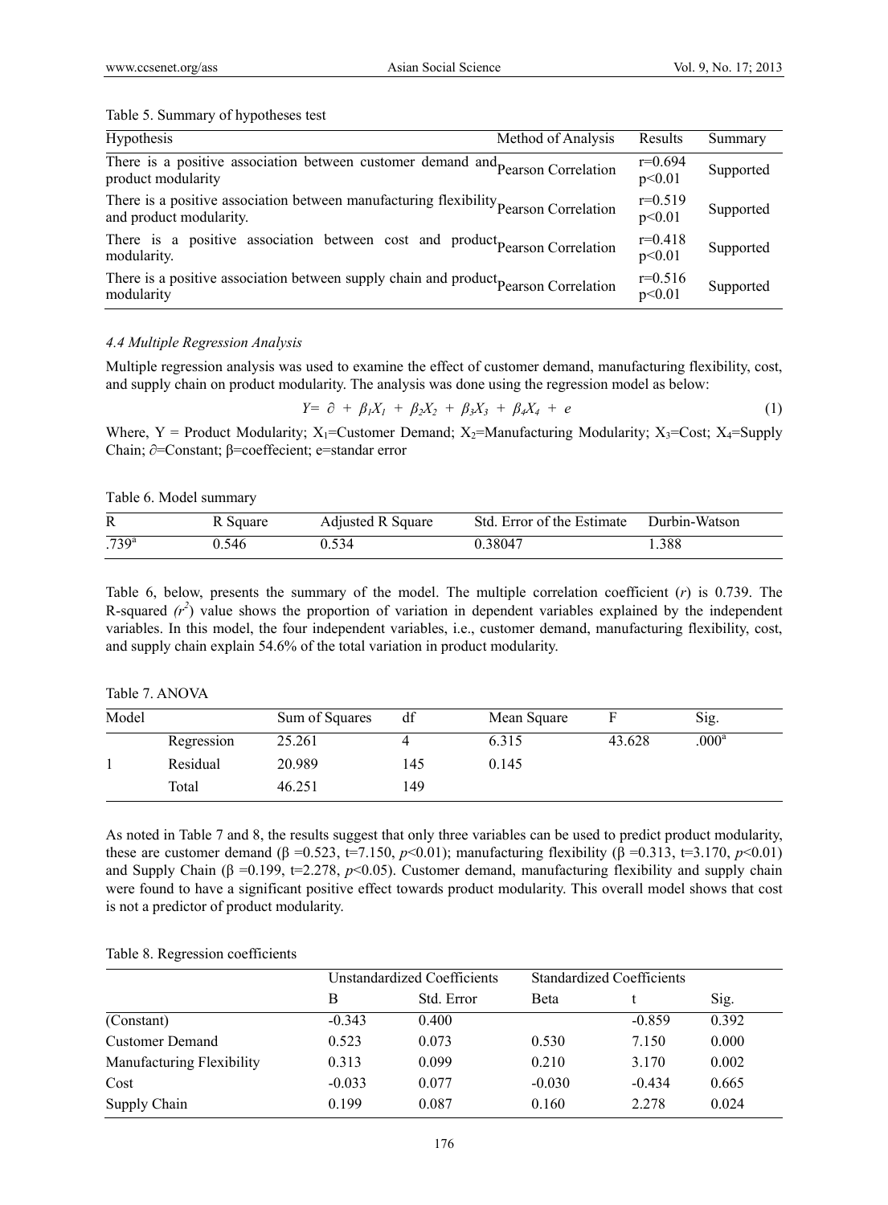Table 5. Summary of hypotheses test

| Hypothesis | Method of Analysis | Results | Summary |
|---|---|---|---|
| There is a positive association between customer demand and product modularity | Pearson Correlation | r=0.694 p<0.01 | Supported |
| There is a positive association between manufacturing flexibility and product modularity. | Pearson Correlation | r=0.519 p<0.01 | Supported |
| There is a positive association between cost and product modularity. | Pearson Correlation | r=0.418 p<0.01 | Supported |
| There is a positive association between supply chain and product modularity | Pearson Correlation | r=0.516 p<0.01 | Supported |

### *4.4 Multiple Regression Analysis*

Multiple regression analysis was used to examine the effect of customer demand, manufacturing flexibility, cost, and supply chain on product modularity. The analysis was done using the regression model as below:

$$Y= \partial + \beta_1X_1 + \beta_2X_2 + \beta_3X_3 + \beta_4X_4 + e \tag{1}$$

Where, Y = Product Modularity; $X_1$=Customer Demand; $X_2$=Manufacturing Modularity; $X_3$=Cost; $X_4$=Supply Chain; $\partial$=Constant; β=coeffecient; e=standar error

Table 6. Model summary

| R | R Square | Adjusted R Square | Std. Error of the Estimate | Durbin-Watson |
|---|---|---|---|---|
| .739[a] | 0.546 | 0.534 | 0.38047 | 1.388 |

Table 6, below, presents the summary of the model. The multiple correlation coefficient (*r*) is 0.739. The R-squared ($r^2$) value shows the proportion of variation in dependent variables explained by the independent variables. In this model, the four independent variables, i.e., customer demand, manufacturing flexibility, cost, and supply chain explain 54.6% of the total variation in product modularity.

Table 7. ANOVA

| Model | | Sum of Squares | df | Mean Square | F | Sig. |
|---|---|---|---|---|---|---|
| | Regression | 25.261 | 4 | 6.315 | 43.628 | .000[a] |
| 1 | Residual | 20.989 | 145 | 0.145 | | |
| | Total | 46.251 | 149 | | | |

As noted in Table 7 and 8, the results suggest that only three variables can be used to predict product modularity, these are customer demand (β =0.523, t=7.150, $p$<0.01); manufacturing flexibility (β =0.313, t=3.170, $p$<0.01) and Supply Chain (β =0.199, t=2.278, $p$<0.05). Customer demand, manufacturing flexibility and supply chain were found to have a significant positive effect towards product modularity. This overall model shows that cost is not a predictor of product modularity.

Table 8. Regression coefficients

| | Unstandardized Coefficients | | Standardized Coefficients | | |
|---|---|---|---|---|---|
| | B | Std. Error | Beta | t | Sig. |
| (Constant) | -0.343 | 0.400 | | -0.859 | 0.392 |
| Customer Demand | 0.523 | 0.073 | 0.530 | 7.150 | 0.000 |
| Manufacturing Flexibility | 0.313 | 0.099 | 0.210 | 3.170 | 0.002 |
| Cost | -0.033 | 0.077 | -0.030 | -0.434 | 0.665 |
| Supply Chain | 0.199 | 0.087 | 0.160 | 2.278 | 0.024 |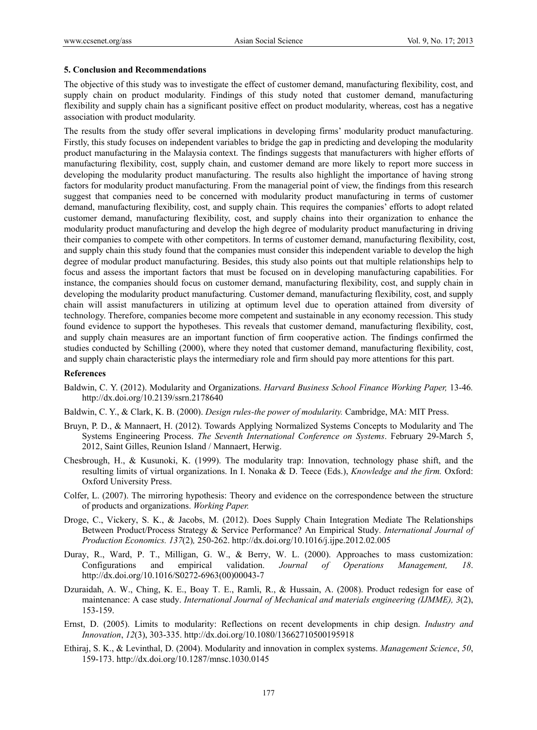## 5. Conclusion and Recommendations

The objective of this study was to investigate the effect of customer demand, manufacturing flexibility, cost, and supply chain on product modularity. Findings of this study noted that customer demand, manufacturing flexibility and supply chain has a significant positive effect on product modularity, whereas, cost has a negative association with product modularity.

The results from the study offer several implications in developing firms' modularity product manufacturing. Firstly, this study focuses on independent variables to bridge the gap in predicting and developing the modularity product manufacturing in the Malaysia context. The findings suggests that manufacturers with higher efforts of manufacturing flexibility, cost, supply chain, and customer demand are more likely to report more success in developing the modularity product manufacturing. The results also highlight the importance of having strong factors for modularity product manufacturing. From the managerial point of view, the findings from this research suggest that companies need to be concerned with modularity product manufacturing in terms of customer demand, manufacturing flexibility, cost, and supply chain. This requires the companies' efforts to adopt related customer demand, manufacturing flexibility, cost, and supply chains into their organization to enhance the modularity product manufacturing and develop the high degree of modularity product manufacturing in driving their companies to compete with other competitors. In terms of customer demand, manufacturing flexibility, cost, and supply chain this study found that the companies must consider this independent variable to develop the high degree of modular product manufacturing. Besides, this study also points out that multiple relationships help to focus and assess the important factors that must be focused on in developing manufacturing capabilities. For instance, the companies should focus on customer demand, manufacturing flexibility, cost, and supply chain in developing the modularity product manufacturing. Customer demand, manufacturing flexibility, cost, and supply chain will assist manufacturers in utilizing at optimum level due to operation attained from diversity of technology. Therefore, companies become more competent and sustainable in any economy recession. This study found evidence to support the hypotheses. This reveals that customer demand, manufacturing flexibility, cost, and supply chain measures are an important function of firm cooperative action. The findings confirmed the studies conducted by Schilling (2000), where they noted that customer demand, manufacturing flexibility, cost, and supply chain characteristic plays the intermediary role and firm should pay more attentions for this part.

## References

Baldwin, C. Y. (2012). Modularity and Organizations. *Harvard Business School Finance Working Paper,* 13-46. http://dx.doi.org/10.2139/ssrn.2178640

Baldwin, C. Y., & Clark, K. B. (2000). *Design rules-the power of modularity.* Cambridge, MA: MIT Press.

Bruyn, P. D., & Mannaert, H. (2012). Towards Applying Normalized Systems Concepts to Modularity and The Systems Engineering Process. *The Seventh International Conference on Systems*. February 29-March 5, 2012, Saint Gilles, Reunion Island / Mannaert, Herwig.

Chesbrough, H., & Kusunoki, K. (1999). The modularity trap: Innovation, technology phase shift, and the resulting limits of virtual organizations. In I. Nonaka & D. Teece (Eds.), *Knowledge and the firm.* Oxford: Oxford University Press.

Colfer, L. (2007). The mirroring hypothesis: Theory and evidence on the correspondence between the structure of products and organizations. *Working Paper.*

Droge, C., Vickery, S. K., & Jacobs, M. (2012). Does Supply Chain Integration Mediate The Relationships Between Product/Process Strategy & Service Performance? An Empirical Study. *International Journal of Production Economics. 137*(2)*,* 250-262. http://dx.doi.org/10.1016/j.ijpe.2012.02.005

Duray, R., Ward, P. T., Milligan, G. W., & Berry, W. L. (2000). Approaches to mass customization: Configurations and empirical validation. *Journal of Operations Management, 18*. http://dx.doi.org/10.1016/S0272-6963(00)00043-7

Dzuraidah, A. W., Ching, K. E., Boay T. E., Ramli, R., & Hussain, A. (2008). Product redesign for ease of maintenance: A case study. *International Journal of Mechanical and materials engineering (IJMME), 3*(2), 153-159.

Ernst, D. (2005). Limits to modularity: Reflections on recent developments in chip design. *Industry and Innovation*, *12*(3), 303-335. http://dx.doi.org/10.1080/13662710500195918

Ethiraj, S. K., & Levinthal, D. (2004). Modularity and innovation in complex systems. *Management Science*, *50*, 159-173. http://dx.doi.org/10.1287/mnsc.1030.0145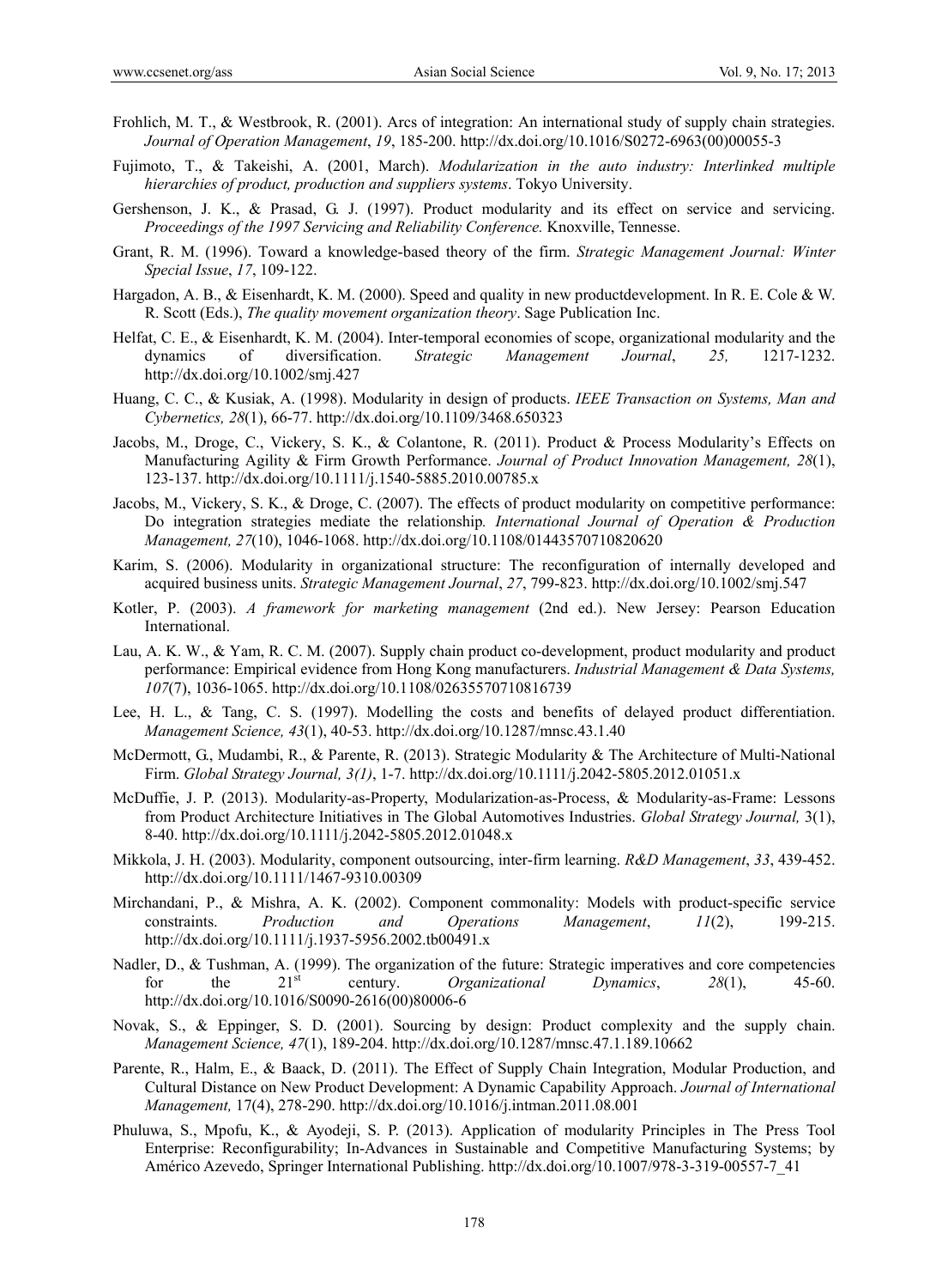Frohlich, M. T., & Westbrook, R. (2001). Arcs of integration: An international study of supply chain strategies. *Journal of Operation Management*, *19*, 185-200. http://dx.doi.org/10.1016/S0272-6963(00)00055-3

Fujimoto, T., & Takeishi, A. (2001, March). *Modularization in the auto industry: Interlinked multiple hierarchies of product, production and suppliers systems*. Tokyo University.

Gershenson, J. K., & Prasad, G. J. (1997). Product modularity and its effect on service and servicing. *Proceedings of the 1997 Servicing and Reliability Conference.* Knoxville, Tennesse.

Grant, R. M. (1996). Toward a knowledge-based theory of the firm. *Strategic Management Journal: Winter Special Issue*, *17*, 109-122.

Hargadon, A. B., & Eisenhardt, K. M. (2000). Speed and quality in new productdevelopment. In R. E. Cole & W. R. Scott (Eds.), *The quality movement organization theory*. Sage Publication Inc.

Helfat, C. E., & Eisenhardt, K. M. (2004). Inter-temporal economies of scope, organizational modularity and the dynamics of diversification. *Strategic Management Journal*, *25,* 1217-1232. http://dx.doi.org/10.1002/smj.427

Huang, C. C., & Kusiak, A. (1998). Modularity in design of products. *IEEE Transaction on Systems, Man and Cybernetics, 28*(1), 66-77. http://dx.doi.org/10.1109/3468.650323

Jacobs, M., Droge, C., Vickery, S. K., & Colantone, R. (2011). Product & Process Modularity's Effects on Manufacturing Agility & Firm Growth Performance. *Journal of Product Innovation Management, 28*(1), 123-137. http://dx.doi.org/10.1111/j.1540-5885.2010.00785.x

Jacobs, M., Vickery, S. K., & Droge, C. (2007). The effects of product modularity on competitive performance: Do integration strategies mediate the relationship*. International Journal of Operation & Production Management, 27*(10), 1046-1068. http://dx.doi.org/10.1108/01443570710820620

Karim, S. (2006). Modularity in organizational structure: The reconfiguration of internally developed and acquired business units. *Strategic Management Journal*, *27*, 799-823. http://dx.doi.org/10.1002/smj.547

Kotler, P. (2003). *A framework for marketing management* (2nd ed.). New Jersey: Pearson Education International.

Lau, A. K. W., & Yam, R. C. M. (2007). Supply chain product co-development, product modularity and product performance: Empirical evidence from Hong Kong manufacturers. *Industrial Management & Data Systems, 107*(7), 1036-1065. http://dx.doi.org/10.1108/02635570710816739

Lee, H. L., & Tang, C. S. (1997). Modelling the costs and benefits of delayed product differentiation. *Management Science, 43*(1), 40-53. http://dx.doi.org/10.1287/mnsc.43.1.40

McDermott, G., Mudambi, R., & Parente, R. (2013). Strategic Modularity & The Architecture of Multi-National Firm. *Global Strategy Journal, 3(1)*, 1-7. http://dx.doi.org/10.1111/j.2042-5805.2012.01051.x

McDuffie, J. P. (2013). Modularity-as-Property, Modularization-as-Process, & Modularity-as-Frame: Lessons from Product Architecture Initiatives in The Global Automotives Industries. *Global Strategy Journal,* 3(1), 8-40. http://dx.doi.org/10.1111/j.2042-5805.2012.01048.x

Mikkola, J. H. (2003). Modularity, component outsourcing, inter-firm learning. *R&D Management*, *33*, 439-452. http://dx.doi.org/10.1111/1467-9310.00309

Mirchandani, P., & Mishra, A. K. (2002). Component commonality: Models with product-specific service constraints. *Production and Operations Management*, *11*(2), 199-215. http://dx.doi.org/10.1111/j.1937-5956.2002.tb00491.x

Nadler, D., & Tushman, A. (1999). The organization of the future: Strategic imperatives and core competencies for the 21st century. *Organizational Dynamics*, *28*(1), 45-60. http://dx.doi.org/10.1016/S0090-2616(00)80006-6

Novak, S., & Eppinger, S. D. (2001). Sourcing by design: Product complexity and the supply chain. *Management Science, 47*(1), 189-204. http://dx.doi.org/10.1287/mnsc.47.1.189.10662

Parente, R., Halm, E., & Baack, D. (2011). The Effect of Supply Chain Integration, Modular Production, and Cultural Distance on New Product Development: A Dynamic Capability Approach. *Journal of International Management,* 17(4), 278-290. http://dx.doi.org/10.1016/j.intman.2011.08.001

Phuluwa, S., Mpofu, K., & Ayodeji, S. P. (2013). Application of modularity Principles in The Press Tool Enterprise: Reconfigurability; In-Advances in Sustainable and Competitive Manufacturing Systems; by Américo Azevedo, Springer International Publishing. http://dx.doi.org/10.1007/978-3-319-00557-7_41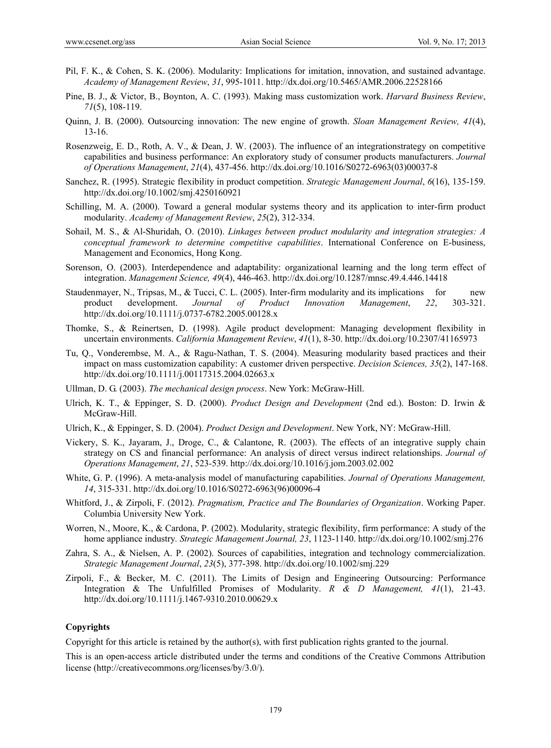Pil, F. K., & Cohen, S. K. (2006). Modularity: Implications for imitation, innovation, and sustained advantage. *Academy of Management Review*, *31*, 995-1011. http://dx.doi.org/10.5465/AMR.2006.22528166

Pine, B. J., & Victor, B., Boynton, A. C. (1993). Making mass customization work. *Harvard Business Review*, *71*(5), 108-119.

Quinn, J. B. (2000). Outsourcing innovation: The new engine of growth. *Sloan Management Review, 41*(4), 13-16.

Rosenzweig, E. D., Roth, A. V., & Dean, J. W. (2003). The influence of an integrationstrategy on competitive capabilities and business performance: An exploratory study of consumer products manufacturers. *Journal of Operations Management*, *21*(4), 437-456. http://dx.doi.org/10.1016/S0272-6963(03)00037-8

Sanchez, R. (1995). Strategic flexibility in product competition. *Strategic Management Journal*, *6*(16), 135-159. http://dx.doi.org/10.1002/smj.4250160921

Schilling, M. A. (2000). Toward a general modular systems theory and its application to inter-firm product modularity. *Academy of Management Review*, *25*(2), 312-334.

Sohail, M. S., & Al-Shuridah, O. (2010). *Linkages between product modularity and integration strategies: A conceptual framework to determine competitive capabilities*. International Conference on E-business, Management and Economics, Hong Kong.

Sorenson, O. (2003). Interdependence and adaptability: organizational learning and the long term effect of integration. *Management Science, 49*(4), 446-463. http://dx.doi.org/10.1287/mnsc.49.4.446.14418

Staudenmayer, N., Tripsas, M., & Tucci, C. L. (2005). Inter-firm modularity and its implications for new product development. *Journal of Product Innovation Management*, *22*, 303-321. http://dx.doi.org/10.1111/j.0737-6782.2005.00128.x

Thomke, S., & Reinertsen, D. (1998). Agile product development: Managing development flexibility in uncertain environments. *California Management Review*, *41*(1), 8-30. http://dx.doi.org/10.2307/41165973

Tu, Q., Vonderembse, M. A., & Ragu-Nathan, T. S. (2004). Measuring modularity based practices and their impact on mass customization capability: A customer driven perspective. *Decision Sciences, 35*(2), 147-168. http://dx.doi.org/10.1111/j.00117315.2004.02663.x

Ullman, D. G. (2003). *The mechanical design process*. New York: McGraw-Hill.

Ulrich, K. T., & Eppinger, S. D. (2000). *Product Design and Development* (2nd ed.). Boston: D. Irwin & McGraw-Hill.

Ulrich, K., & Eppinger, S. D. (2004). *Product Design and Development*. New York, NY: McGraw-Hill.

Vickery, S. K., Jayaram, J., Droge, C., & Calantone, R. (2003). The effects of an integrative supply chain strategy on CS and financial performance: An analysis of direct versus indirect relationships. *Journal of Operations Management*, *21*, 523-539. http://dx.doi.org/10.1016/j.jom.2003.02.002

White, G. P. (1996). A meta-analysis model of manufacturing capabilities. *Journal of Operations Management, 14*, 315-331. http://dx.doi.org/10.1016/S0272-6963(96)00096-4

Whitford, J., & Zirpoli, F. (2012). *Pragmatism, Practice and The Boundaries of Organization*. Working Paper. Columbia University New York.

Worren, N., Moore, K., & Cardona, P. (2002). Modularity, strategic flexibility, firm performance: A study of the home appliance industry. *Strategic Management Journal, 23*, 1123-1140. http://dx.doi.org/10.1002/smj.276

Zahra, S. A., & Nielsen, A. P. (2002). Sources of capabilities, integration and technology commercialization. *Strategic Management Journal*, *23*(5), 377-398. http://dx.doi.org/10.1002/smj.229

Zirpoli, F., & Becker, M. C. (2011). The Limits of Design and Engineering Outsourcing: Performance Integration & The Unfulfilled Promises of Modularity. *R & D Management, 41*(1), 21-43. http://dx.doi.org/10.1111/j.1467-9310.2010.00629.x

**Copyrights**

Copyright for this article is retained by the author(s), with first publication rights granted to the journal.

This is an open-access article distributed under the terms and conditions of the Creative Commons Attribution license (http://creativecommons.org/licenses/by/3.0/).